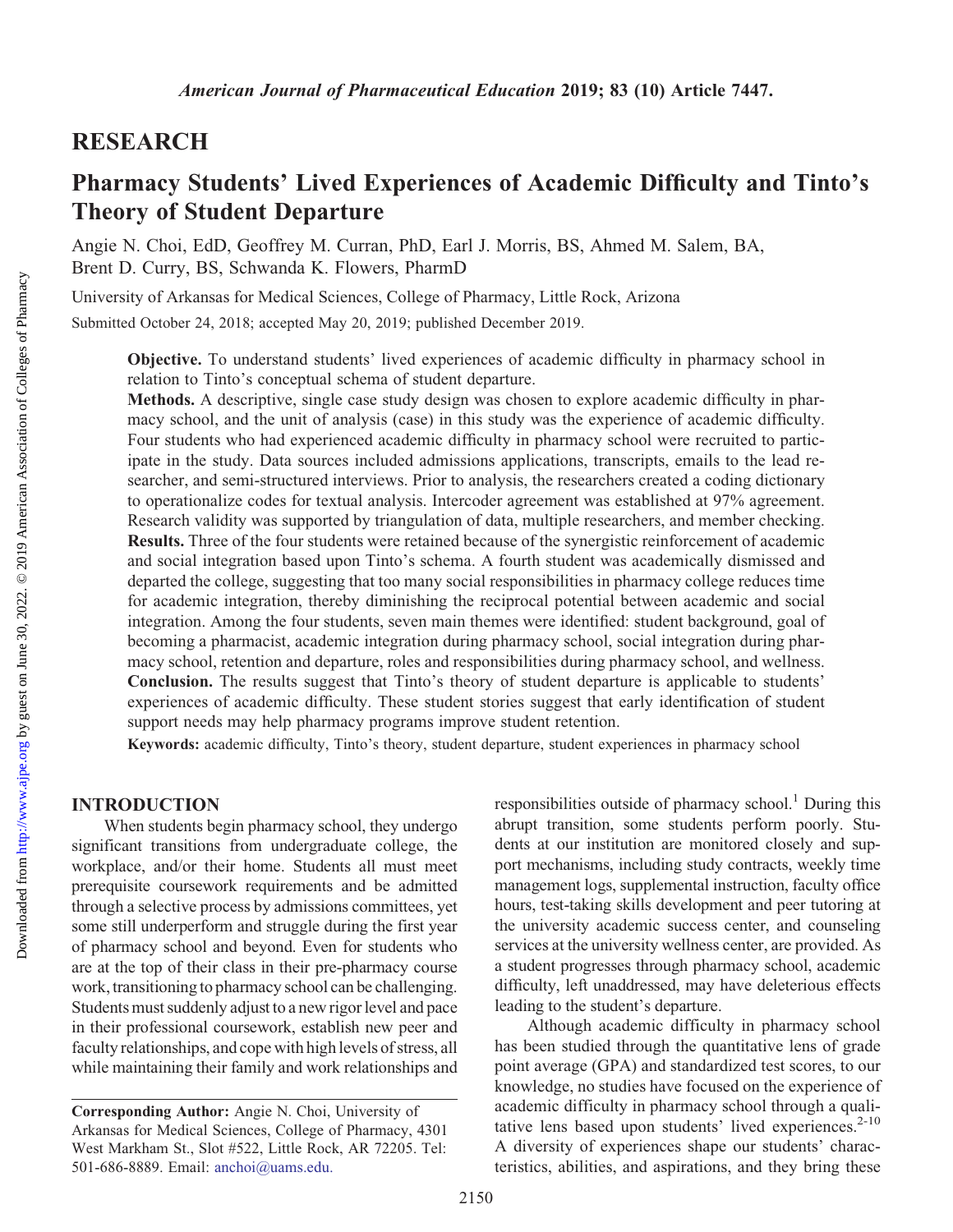## RESEARCH

# Pharmacy Students' Lived Experiences of Academic Difficulty and Tinto's Theory of Student Departure

Angie N. Choi, EdD, Geoffrey M. Curran, PhD, Earl J. Morris, BS, Ahmed M. Salem, BA, Brent D. Curry, BS, Schwanda K. Flowers, PharmD

University of Arkansas for Medical Sciences, College of Pharmacy, Little Rock, Arizona

Submitted October 24, 2018; accepted May 20, 2019; published December 2019.

**Objective.** To understand students' lived experiences of academic difficulty in pharmacy school in relation to Tinto's conceptual schema of student departure.

**Methods.** A descriptive, single case study design was chosen to explore academic difficulty in pharmacy school, and the unit of analysis (case) in this study was the experience of academic difficulty. Four students who had experienced academic difficulty in pharmacy school were recruited to participate in the study. Data sources included admissions applications, transcripts, emails to the lead researcher, and semi-structured interviews. Prior to analysis, the researchers created a coding dictionary to operationalize codes for textual analysis. Intercoder agreement was established at 97% agreement. Research validity was supported by triangulation of data, multiple researchers, and member checking.

**Results.** Three of the four students were retained because of the synergistic reinforcement of academic and social integration based upon Tinto's schema. A fourth student was academically dismissed and departed the college, suggesting that too many social responsibilities in pharmacy college reduces time for academic integration, thereby diminishing the reciprocal potential between academic and social integration. Among the four students, seven main themes were identified: student background, goal of becoming a pharmacist, academic integration during pharmacy school, social integration during pharmacy school, retention and departure, roles and responsibilities during pharmacy school, and wellness.

**Conclusion.** The results suggest that Tinto's theory of student departure is applicable to students' experiences of academic difficulty. These student stories suggest that early identification of student support needs may help pharmacy programs improve student retention.

**Keywords:** academic difficulty, Tinto's theory, student departure, student experiences in pharmacy school

## INTRODUCTION

When students begin pharmacy school, they undergo significant transitions from undergraduate college, the workplace, and/or their home. Students all must meet prerequisite coursework requirements and be admitted through a selective process by admissions committees, yet some still underperform and struggle during the first year of pharmacy school and beyond. Even for students who are at the top of their class in their pre-pharmacy course work, transitioning to pharmacy school can be challenging. Students must suddenly adjust to a new rigor level and pace in their professional coursework, establish new peer and faculty relationships, and cope with high levels of stress, all while maintaining their family and work relationships and responsibilities outside of pharmacy school.[1] During this abrupt transition, some students perform poorly. Students at our institution are monitored closely and support mechanisms, including study contracts, weekly time management logs, supplemental instruction, faculty office hours, test-taking skills development and peer tutoring at the university academic success center, and counseling services at the university wellness center, are provided. As a student progresses through pharmacy school, academic difficulty, left unaddressed, may have deleterious effects leading to the student's departure.

Although academic difficulty in pharmacy school has been studied through the quantitative lens of grade point average (GPA) and standardized test scores, to our knowledge, no studies have focused on the experience of academic difficulty in pharmacy school through a qualitative lens based upon students' lived experiences.[2-10] A diversity of experiences shape our students' characteristics, abilities, and aspirations, and they bring these

**Corresponding Author:** Angie N. Choi, University of Arkansas for Medical Sciences, College of Pharmacy, 4301 West Markham St., Slot #522, Little Rock, AR 72205. Tel: 501-686-8889. Email: anchoi@uams.edu.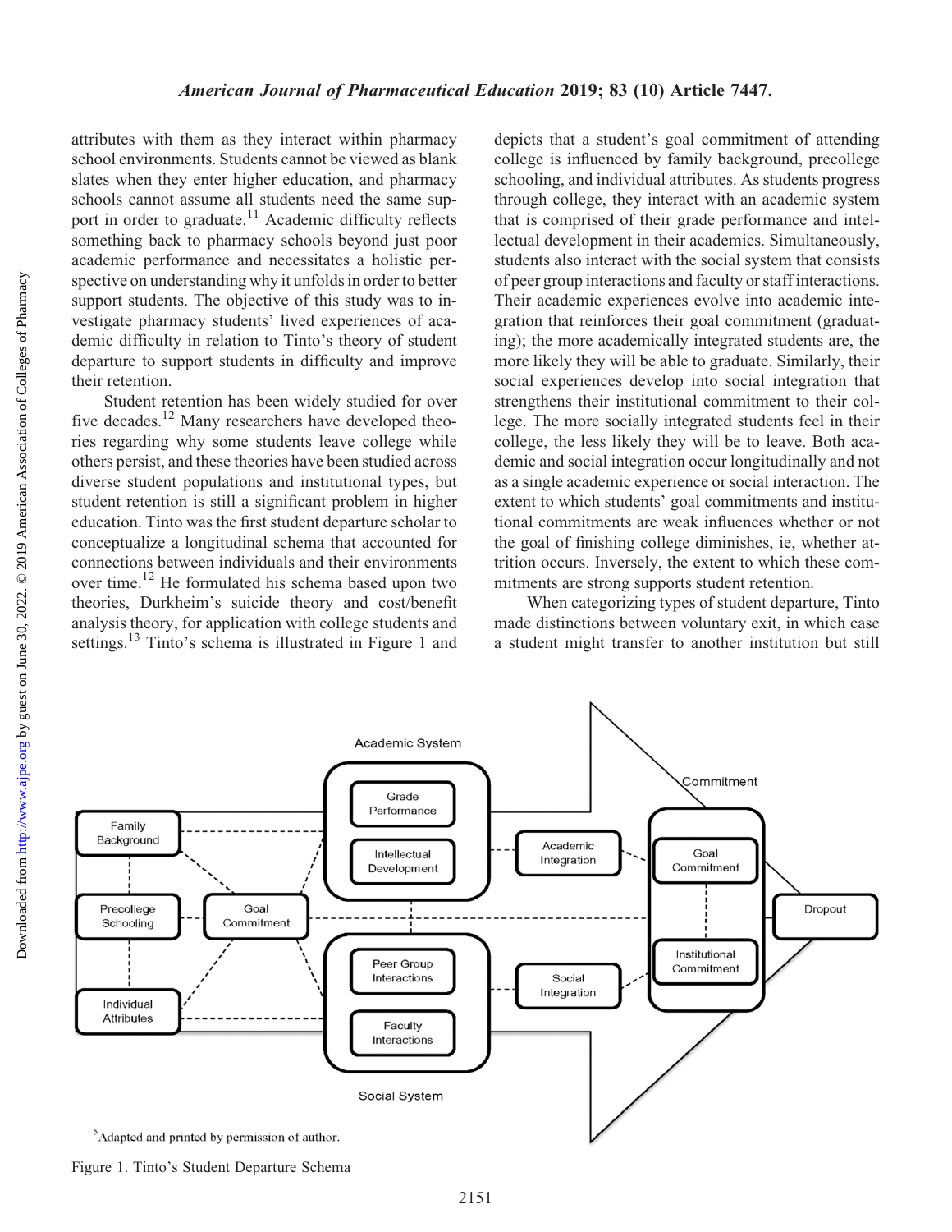attributes with them as they interact within pharmacy school environments. Students cannot be viewed as blank slates when they enter higher education, and pharmacy schools cannot assume all students need the same support in order to graduate.[11] Academic difficulty reflects something back to pharmacy schools beyond just poor academic performance and necessitates a holistic perspective on understanding why it unfolds in order to better support students. The objective of this study was to investigate pharmacy students' lived experiences of academic difficulty in relation to Tinto's theory of student departure to support students in difficulty and improve their retention.

Student retention has been widely studied for over five decades.[12] Many researchers have developed theories regarding why some students leave college while others persist, and these theories have been studied across diverse student populations and institutional types, but student retention is still a significant problem in higher education. Tinto was the first student departure scholar to conceptualize a longitudinal schema that accounted for connections between individuals and their environments over time.[12] He formulated his schema based upon two theories, Durkheim's suicide theory and cost/benefit analysis theory, for application with college students and settings.[13] Tinto's schema is illustrated in Figure 1 and depicts that a student's goal commitment of attending college is influenced by family background, precollege schooling, and individual attributes. As students progress through college, they interact with an academic system that is comprised of their grade performance and intellectual development in their academics. Simultaneously, students also interact with the social system that consists of peer group interactions and faculty or staff interactions. Their academic experiences evolve into academic integration that reinforces their goal commitment (graduating); the more academically integrated students are, the more likely they will be able to graduate. Similarly, their social experiences develop into social integration that strengthens their institutional commitment to their college. The more socially integrated students feel in their college, the less likely they will be to leave. Both academic and social integration occur longitudinally and not as a single academic experience or social interaction. The extent to which students' goal commitments and institutional commitments are weak influences whether or not the goal of finishing college diminishes, ie, whether attrition occurs. Inversely, the extent to which these commitments are strong supports student retention.

When categorizing types of student departure, Tinto made distinctions between voluntary exit, in which case a student might transfer to another institution but still

[5]Adapted and printed by permission of author.

Figure 1. Tinto's Student Departure Schema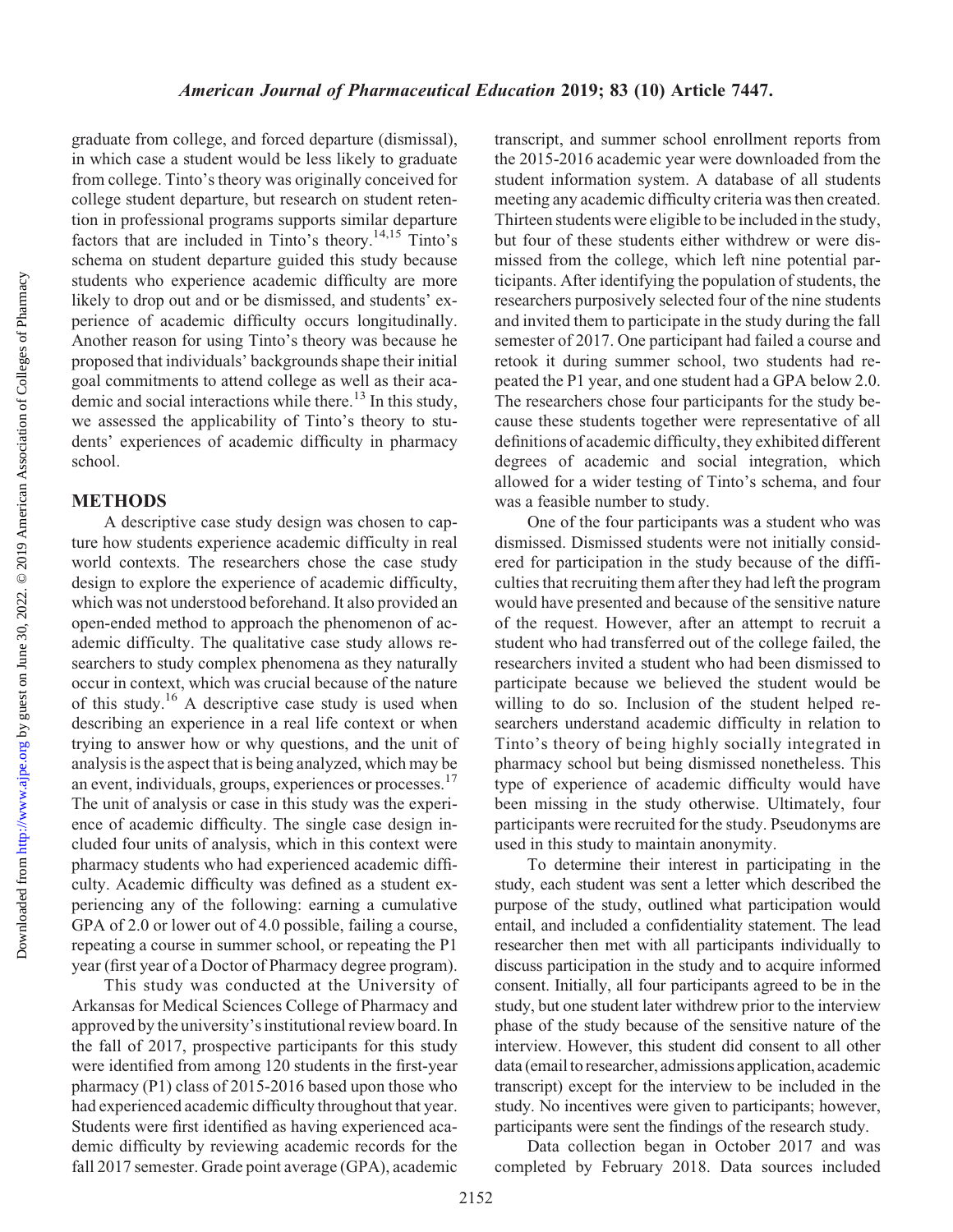graduate from college, and forced departure (dismissal), in which case a student would be less likely to graduate from college. Tinto's theory was originally conceived for college student departure, but research on student retention in professional programs supports similar departure factors that are included in Tinto's theory.[14,15] Tinto's schema on student departure guided this study because students who experience academic difficulty are more likely to drop out and or be dismissed, and students' experience of academic difficulty occurs longitudinally. Another reason for using Tinto's theory was because he proposed that individuals' backgrounds shape their initial goal commitments to attend college as well as their academic and social interactions while there.[13] In this study, we assessed the applicability of Tinto's theory to students' experiences of academic difficulty in pharmacy school.

## METHODS

A descriptive case study design was chosen to capture how students experience academic difficulty in real world contexts. The researchers chose the case study design to explore the experience of academic difficulty, which was not understood beforehand. It also provided an open-ended method to approach the phenomenon of academic difficulty. The qualitative case study allows researchers to study complex phenomena as they naturally occur in context, which was crucial because of the nature of this study.[16] A descriptive case study is used when describing an experience in a real life context or when trying to answer how or why questions, and the unit of analysis is the aspect that is being analyzed, which may be an event, individuals, groups, experiences or processes.[17] The unit of analysis or case in this study was the experience of academic difficulty. The single case design included four units of analysis, which in this context were pharmacy students who had experienced academic difficulty. Academic difficulty was defined as a student experiencing any of the following: earning a cumulative GPA of 2.0 or lower out of 4.0 possible, failing a course, repeating a course in summer school, or repeating the P1 year (first year of a Doctor of Pharmacy degree program).

This study was conducted at the University of Arkansas for Medical Sciences College of Pharmacy and approved by the university's institutional review board. In the fall of 2017, prospective participants for this study were identified from among 120 students in the first-year pharmacy (P1) class of 2015-2016 based upon those who had experienced academic difficulty throughout that year. Students were first identified as having experienced academic difficulty by reviewing academic records for the fall 2017 semester. Grade point average (GPA), academic transcript, and summer school enrollment reports from the 2015-2016 academic year were downloaded from the student information system. A database of all students meeting any academic difficulty criteria was then created. Thirteen students were eligible to be included in the study, but four of these students either withdrew or were dismissed from the college, which left nine potential participants. After identifying the population of students, the researchers purposively selected four of the nine students and invited them to participate in the study during the fall semester of 2017. One participant had failed a course and retook it during summer school, two students had repeated the P1 year, and one student had a GPA below 2.0. The researchers chose four participants for the study because these students together were representative of all definitions of academic difficulty, they exhibited different degrees of academic and social integration, which allowed for a wider testing of Tinto's schema, and four was a feasible number to study.

One of the four participants was a student who was dismissed. Dismissed students were not initially considered for participation in the study because of the difficulties that recruiting them after they had left the program would have presented and because of the sensitive nature of the request. However, after an attempt to recruit a student who had transferred out of the college failed, the researchers invited a student who had been dismissed to participate because we believed the student would be willing to do so. Inclusion of the student helped researchers understand academic difficulty in relation to Tinto's theory of being highly socially integrated in pharmacy school but being dismissed nonetheless. This type of experience of academic difficulty would have been missing in the study otherwise. Ultimately, four participants were recruited for the study. Pseudonyms are used in this study to maintain anonymity.

To determine their interest in participating in the study, each student was sent a letter which described the purpose of the study, outlined what participation would entail, and included a confidentiality statement. The lead researcher then met with all participants individually to discuss participation in the study and to acquire informed consent. Initially, all four participants agreed to be in the study, but one student later withdrew prior to the interview phase of the study because of the sensitive nature of the interview. However, this student did consent to all other data (email to researcher, admissions application, academic transcript) except for the interview to be included in the study. No incentives were given to participants; however, participants were sent the findings of the research study.

Data collection began in October 2017 and was completed by February 2018. Data sources included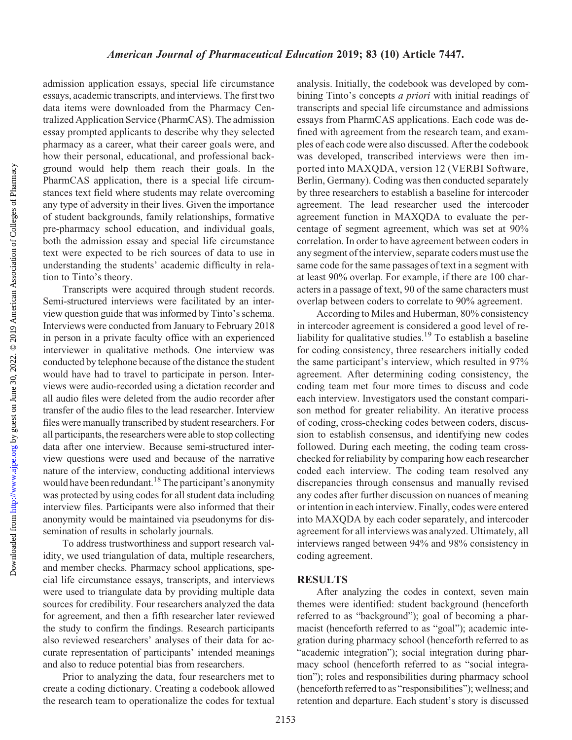admission application essays, special life circumstance essays, academic transcripts, and interviews. The first two data items were downloaded from the Pharmacy Centralized Application Service (PharmCAS). The admission essay prompted applicants to describe why they selected pharmacy as a career, what their career goals were, and how their personal, educational, and professional background would help them reach their goals. In the PharmCAS application, there is a special life circumstances text field where students may relate overcoming any type of adversity in their lives. Given the importance of student backgrounds, family relationships, formative pre-pharmacy school education, and individual goals, both the admission essay and special life circumstance text were expected to be rich sources of data to use in understanding the students' academic difficulty in relation to Tinto's theory.

Transcripts were acquired through student records. Semi-structured interviews were facilitated by an interview question guide that was informed by Tinto's schema. Interviews were conducted from January to February 2018 in person in a private faculty office with an experienced interviewer in qualitative methods. One interview was conducted by telephone because of the distance the student would have had to travel to participate in person. Interviews were audio-recorded using a dictation recorder and all audio files were deleted from the audio recorder after transfer of the audio files to the lead researcher. Interview files were manually transcribed by student researchers. For all participants, the researchers were able to stop collecting data after one interview. Because semi-structured interview questions were used and because of the narrative nature of the interview, conducting additional interviews would have been redundant.[18] The participant's anonymity was protected by using codes for all student data including interview files. Participants were also informed that their anonymity would be maintained via pseudonyms for dissemination of results in scholarly journals.

To address trustworthiness and support research validity, we used triangulation of data, multiple researchers, and member checks. Pharmacy school applications, special life circumstance essays, transcripts, and interviews were used to triangulate data by providing multiple data sources for credibility. Four researchers analyzed the data for agreement, and then a fifth researcher later reviewed the study to confirm the findings. Research participants also reviewed researchers' analyses of their data for accurate representation of participants' intended meanings and also to reduce potential bias from researchers.

Prior to analyzing the data, four researchers met to create a coding dictionary. Creating a codebook allowed the research team to operationalize the codes for textual analysis. Initially, the codebook was developed by combining Tinto's concepts *a priori* with initial readings of transcripts and special life circumstance and admissions essays from PharmCAS applications. Each code was defined with agreement from the research team, and examples of each code were also discussed. After the codebook was developed, transcribed interviews were then imported into MAXQDA, version 12 (VERBI Software, Berlin, Germany). Coding was then conducted separately by three researchers to establish a baseline for intercoder agreement. The lead researcher used the intercoder agreement function in MAXQDA to evaluate the percentage of segment agreement, which was set at 90% correlation. In order to have agreement between coders in any segment of the interview, separate coders must use the same code for the same passages of text in a segment with at least 90% overlap. For example, if there are 100 characters in a passage of text, 90 of the same characters must overlap between coders to correlate to 90% agreement.

According to Miles and Huberman, 80% consistency in intercoder agreement is considered a good level of reliability for qualitative studies.[19] To establish a baseline for coding consistency, three researchers initially coded the same participant's interview, which resulted in 97% agreement. After determining coding consistency, the coding team met four more times to discuss and code each interview. Investigators used the constant comparison method for greater reliability. An iterative process of coding, cross-checking codes between coders, discussion to establish consensus, and identifying new codes followed. During each meeting, the coding team cross-checked for reliability by comparing how each researcher coded each interview. The coding team resolved any discrepancies through consensus and manually revised any codes after further discussion on nuances of meaning or intention in each interview. Finally, codes were entered into MAXQDA by each coder separately, and intercoder agreement for all interviews was analyzed. Ultimately, all interviews ranged between 94% and 98% consistency in coding agreement.

## RESULTS

After analyzing the codes in context, seven main themes were identified: student background (henceforth referred to as "background"); goal of becoming a pharmacist (henceforth referred to as "goal"); academic integration during pharmacy school (henceforth referred to as "academic integration"); social integration during pharmacy school (henceforth referred to as "social integration"); roles and responsibilities during pharmacy school (henceforth referred to as "responsibilities"); wellness; and retention and departure. Each student's story is discussed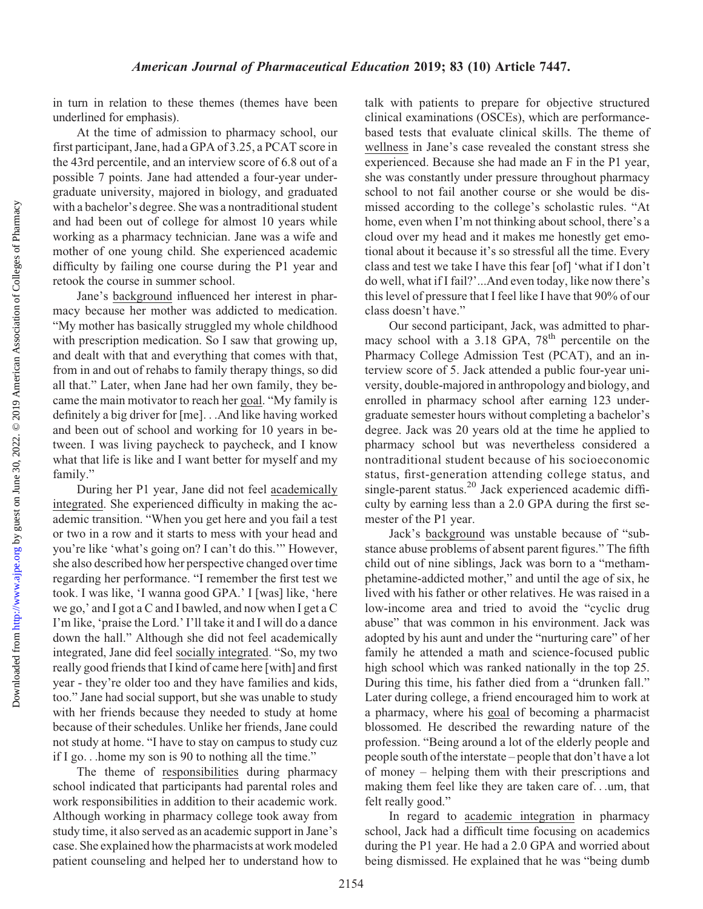in turn in relation to these themes (themes have been underlined for emphasis).

At the time of admission to pharmacy school, our first participant, Jane, had a GPA of 3.25, a PCAT score in the 43rd percentile, and an interview score of 6.8 out of a possible 7 points. Jane had attended a four-year undergraduate university, majored in biology, and graduated with a bachelor's degree. She was a nontraditional student and had been out of college for almost 10 years while working as a pharmacy technician. Jane was a wife and mother of one young child. She experienced academic difficulty by failing one course during the P1 year and retook the course in summer school.

Jane's background influenced her interest in pharmacy because her mother was addicted to medication. "My mother has basically struggled my whole childhood with prescription medication. So I saw that growing up, and dealt with that and everything that comes with that, from in and out of rehabs to family therapy things, so did all that." Later, when Jane had her own family, they became the main motivator to reach her goal. "My family is definitely a big driver for [me]. . .And like having worked and been out of school and working for 10 years in between. I was living paycheck to paycheck, and I know what that life is like and I want better for myself and my family."

During her P1 year, Jane did not feel academically integrated. She experienced difficulty in making the academic transition. "When you get here and you fail a test or two in a row and it starts to mess with your head and you're like 'what's going on? I can't do this.'" However, she also described how her perspective changed over time regarding her performance. "I remember the first test we took. I was like, 'I wanna good GPA.' I [was] like, 'here we go,' and I got a C and I bawled, and now when I get a C I'm like, 'praise the Lord.' I'll take it and I will do a dance down the hall." Although she did not feel academically integrated, Jane did feel socially integrated. "So, my two really good friends that I kind of came here [with] and first year - they're older too and they have families and kids, too." Jane had social support, but she was unable to study with her friends because they needed to study at home because of their schedules. Unlike her friends, Jane could not study at home. "I have to stay on campus to study cuz if I go. . .home my son is 90 to nothing all the time."

The theme of responsibilities during pharmacy school indicated that participants had parental roles and work responsibilities in addition to their academic work. Although working in pharmacy college took away from study time, it also served as an academic support in Jane's case. She explained how the pharmacists at work modeled patient counseling and helped her to understand how to talk with patients to prepare for objective structured clinical examinations (OSCEs), which are performance-based tests that evaluate clinical skills. The theme of wellness in Jane's case revealed the constant stress she experienced. Because she had made an F in the P1 year, she was constantly under pressure throughout pharmacy school to not fail another course or she would be dismissed according to the college's scholastic rules. "At home, even when I'm not thinking about school, there's a cloud over my head and it makes me honestly get emotional about it because it's so stressful all the time. Every class and test we take I have this fear [of] 'what if I don't do well, what if I fail?'...And even today, like now there's this level of pressure that I feel like I have that 90% of our class doesn't have."

Our second participant, Jack, was admitted to pharmacy school with a 3.18 GPA, 78th percentile on the Pharmacy College Admission Test (PCAT), and an interview score of 5. Jack attended a public four-year university, double-majored in anthropology and biology, and enrolled in pharmacy school after earning 123 undergraduate semester hours without completing a bachelor's degree. Jack was 20 years old at the time he applied to pharmacy school but was nevertheless considered a nontraditional student because of his socioeconomic status, first-generation attending college status, and single-parent status.[20] Jack experienced academic difficulty by earning less than a 2.0 GPA during the first semester of the P1 year.

Jack's background was unstable because of "substance abuse problems of absent parent figures." The fifth child out of nine siblings, Jack was born to a "methamphetamine-addicted mother," and until the age of six, he lived with his father or other relatives. He was raised in a low-income area and tried to avoid the "cyclic drug abuse" that was common in his environment. Jack was adopted by his aunt and under the "nurturing care" of her family he attended a math and science-focused public high school which was ranked nationally in the top 25. During this time, his father died from a "drunken fall." Later during college, a friend encouraged him to work at a pharmacy, where his goal of becoming a pharmacist blossomed. He described the rewarding nature of the profession. "Being around a lot of the elderly people and people south of the interstate – people that don't have a lot of money – helping them with their prescriptions and making them feel like they are taken care of. . .um, that felt really good."

In regard to academic integration in pharmacy school, Jack had a difficult time focusing on academics during the P1 year. He had a 2.0 GPA and worried about being dismissed. He explained that he was "being dumb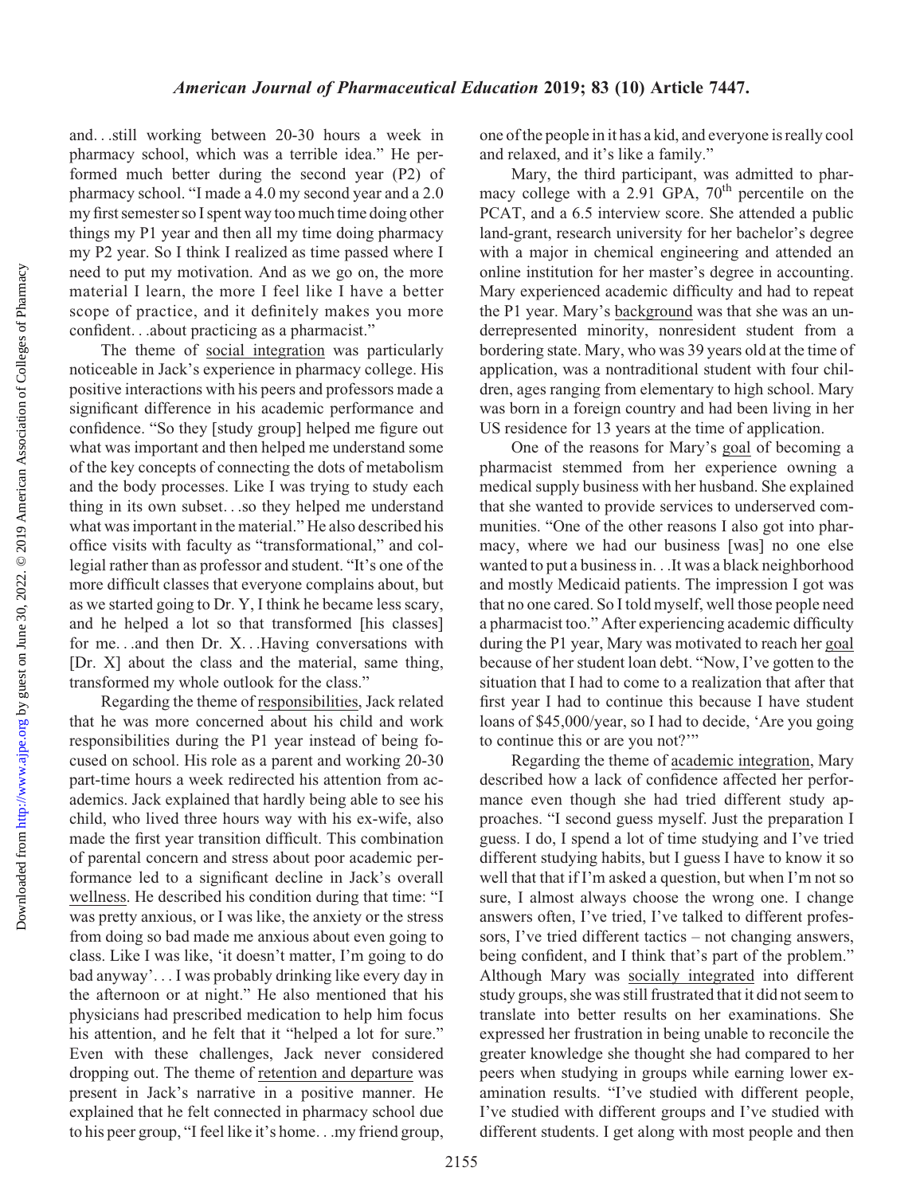and. . .still working between 20-30 hours a week in pharmacy school, which was a terrible idea." He performed much better during the second year (P2) of pharmacy school. "I made a 4.0 my second year and a 2.0 my first semester so I spent way too much time doing other things my P1 year and then all my time doing pharmacy my P2 year. So I think I realized as time passed where I need to put my motivation. And as we go on, the more material I learn, the more I feel like I have a better scope of practice, and it definitely makes you more confident. . .about practicing as a pharmacist."

The theme of social integration was particularly noticeable in Jack's experience in pharmacy college. His positive interactions with his peers and professors made a significant difference in his academic performance and confidence. "So they [study group] helped me figure out what was important and then helped me understand some of the key concepts of connecting the dots of metabolism and the body processes. Like I was trying to study each thing in its own subset. . .so they helped me understand what was important in the material." He also described his office visits with faculty as "transformational," and collegial rather than as professor and student. "It's one of the more difficult classes that everyone complains about, but as we started going to Dr. Y, I think he became less scary, and he helped a lot so that transformed [his classes] for me. . .and then Dr. X. . .Having conversations with [Dr. X] about the class and the material, same thing, transformed my whole outlook for the class."

Regarding the theme of responsibilities, Jack related that he was more concerned about his child and work responsibilities during the P1 year instead of being focused on school. His role as a parent and working 20-30 part-time hours a week redirected his attention from academics. Jack explained that hardly being able to see his child, who lived three hours way with his ex-wife, also made the first year transition difficult. This combination of parental concern and stress about poor academic performance led to a significant decline in Jack's overall wellness. He described his condition during that time: "I was pretty anxious, or I was like, the anxiety or the stress from doing so bad made me anxious about even going to class. Like I was like, 'it doesn't matter, I'm going to do bad anyway'. . . I was probably drinking like every day in the afternoon or at night." He also mentioned that his physicians had prescribed medication to help him focus his attention, and he felt that it "helped a lot for sure." Even with these challenges, Jack never considered dropping out. The theme of retention and departure was present in Jack's narrative in a positive manner. He explained that he felt connected in pharmacy school due to his peer group, "I feel like it's home. . .my friend group, one of the people in it has a kid, and everyone is really cool and relaxed, and it's like a family."

Mary, the third participant, was admitted to pharmacy college with a 2.91 GPA, 70[th] percentile on the PCAT, and a 6.5 interview score. She attended a public land-grant, research university for her bachelor's degree with a major in chemical engineering and attended an online institution for her master's degree in accounting. Mary experienced academic difficulty and had to repeat the P1 year. Mary's background was that she was an underrepresented minority, nonresident student from a bordering state. Mary, who was 39 years old at the time of application, was a nontraditional student with four children, ages ranging from elementary to high school. Mary was born in a foreign country and had been living in her US residence for 13 years at the time of application.

One of the reasons for Mary's goal of becoming a pharmacist stemmed from her experience owning a medical supply business with her husband. She explained that she wanted to provide services to underserved communities. "One of the other reasons I also got into pharmacy, where we had our business [was] no one else wanted to put a business in. . .It was a black neighborhood and mostly Medicaid patients. The impression I got was that no one cared. So I told myself, well those people need a pharmacist too." After experiencing academic difficulty during the P1 year, Mary was motivated to reach her goal because of her student loan debt. "Now, I've gotten to the situation that I had to come to a realization that after that first year I had to continue this because I have student loans of $45,000/year, so I had to decide, 'Are you going to continue this or are you not?'"

Regarding the theme of academic integration, Mary described how a lack of confidence affected her performance even though she had tried different study approaches. "I second guess myself. Just the preparation I guess. I do, I spend a lot of time studying and I've tried different studying habits, but I guess I have to know it so well that that if I'm asked a question, but when I'm not so sure, I almost always choose the wrong one. I change answers often, I've tried, I've talked to different professors, I've tried different tactics – not changing answers, being confident, and I think that's part of the problem." Although Mary was socially integrated into different study groups, she was still frustrated that it did not seem to translate into better results on her examinations. She expressed her frustration in being unable to reconcile the greater knowledge she thought she had compared to her peers when studying in groups while earning lower examination results. "I've studied with different people, I've studied with different groups and I've studied with different students. I get along with most people and then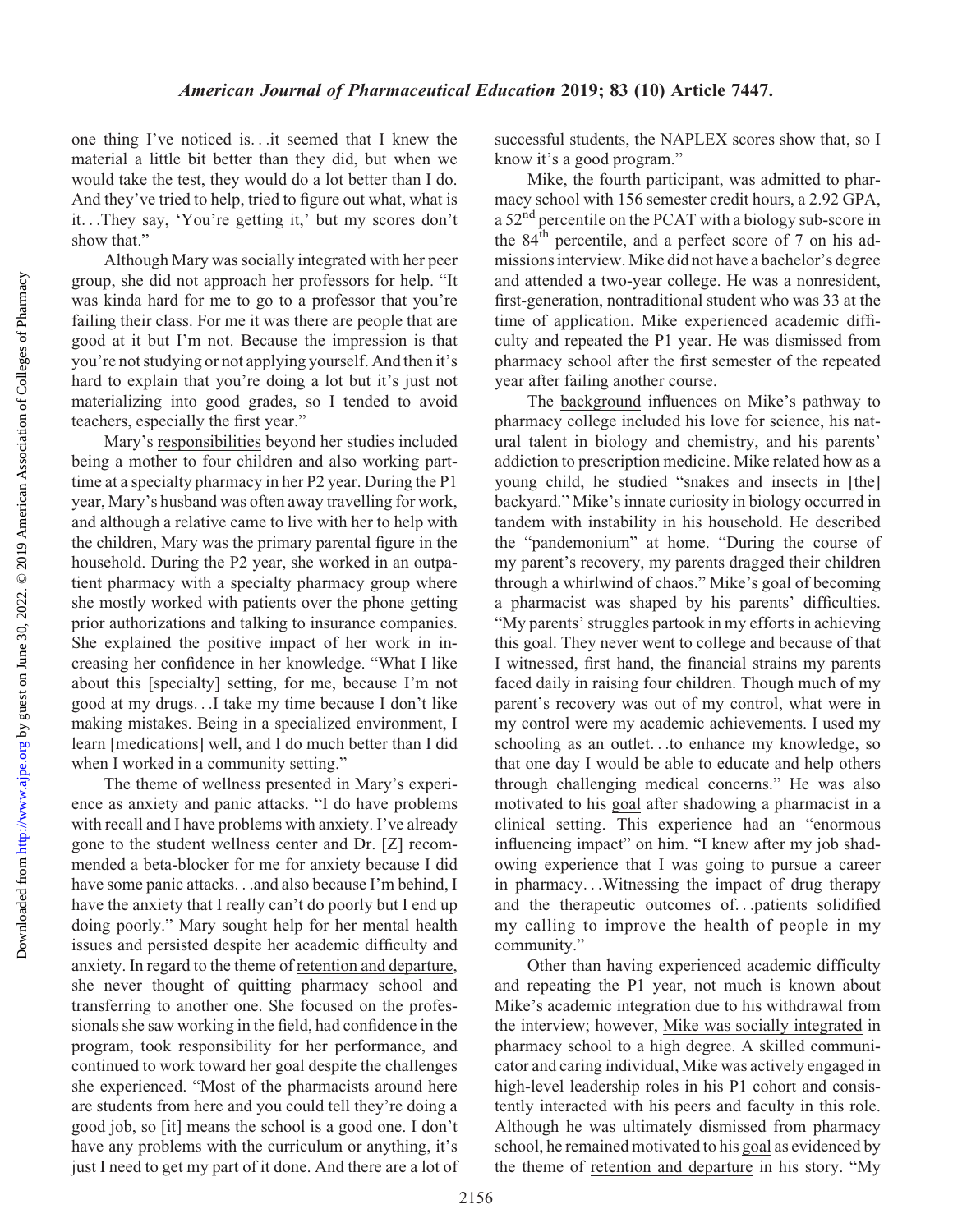one thing I've noticed is…it seemed that I knew the material a little bit better than they did, but when we would take the test, they would do a lot better than I do. And they've tried to help, tried to figure out what, what is it…They say, 'You're getting it,' but my scores don't show that."

Although Mary was socially integrated with her peer group, she did not approach her professors for help. "It was kinda hard for me to go to a professor that you're failing their class. For me it was there are people that are good at it but I'm not. Because the impression is that you're not studying or not applying yourself. And then it's hard to explain that you're doing a lot but it's just not materializing into good grades, so I tended to avoid teachers, especially the first year."

Mary's responsibilities beyond her studies included being a mother to four children and also working part-time at a specialty pharmacy in her P2 year. During the P1 year, Mary's husband was often away travelling for work, and although a relative came to live with her to help with the children, Mary was the primary parental figure in the household. During the P2 year, she worked in an outpatient pharmacy with a specialty pharmacy group where she mostly worked with patients over the phone getting prior authorizations and talking to insurance companies. She explained the positive impact of her work in increasing her confidence in her knowledge. "What I like about this [specialty] setting, for me, because I'm not good at my drugs…I take my time because I don't like making mistakes. Being in a specialized environment, I learn [medications] well, and I do much better than I did when I worked in a community setting."

The theme of wellness presented in Mary's experience as anxiety and panic attacks. "I do have problems with recall and I have problems with anxiety. I've already gone to the student wellness center and Dr. [Z] recommended a beta-blocker for me for anxiety because I did have some panic attacks…and also because I'm behind, I have the anxiety that I really can't do poorly but I end up doing poorly." Mary sought help for her mental health issues and persisted despite her academic difficulty and anxiety. In regard to the theme of retention and departure, she never thought of quitting pharmacy school and transferring to another one. She focused on the professionals she saw working in the field, had confidence in the program, took responsibility for her performance, and continued to work toward her goal despite the challenges she experienced. "Most of the pharmacists around here are students from here and you could tell they're doing a good job, so [it] means the school is a good one. I don't have any problems with the curriculum or anything, it's just I need to get my part of it done. And there are a lot of successful students, the NAPLEX scores show that, so I know it's a good program."

Mike, the fourth participant, was admitted to pharmacy school with 156 semester credit hours, a 2.92 GPA, a 52nd percentile on the PCAT with a biology sub-score in the 84th percentile, and a perfect score of 7 on his admissions interview. Mike did not have a bachelor's degree and attended a two-year college. He was a nonresident, first-generation, nontraditional student who was 33 at the time of application. Mike experienced academic difficulty and repeated the P1 year. He was dismissed from pharmacy school after the first semester of the repeated year after failing another course.

The background influences on Mike's pathway to pharmacy college included his love for science, his natural talent in biology and chemistry, and his parents' addiction to prescription medicine. Mike related how as a young child, he studied "snakes and insects in [the] backyard." Mike's innate curiosity in biology occurred in tandem with instability in his household. He described the "pandemonium" at home. "During the course of my parent's recovery, my parents dragged their children through a whirlwind of chaos." Mike's goal of becoming a pharmacist was shaped by his parents' difficulties. "My parents' struggles partook in my efforts in achieving this goal. They never went to college and because of that I witnessed, first hand, the financial strains my parents faced daily in raising four children. Though much of my parent's recovery was out of my control, what were in my control were my academic achievements. I used my schooling as an outlet…to enhance my knowledge, so that one day I would be able to educate and help others through challenging medical concerns." He was also motivated to his goal after shadowing a pharmacist in a clinical setting. This experience had an "enormous influencing impact" on him. "I knew after my job shadowing experience that I was going to pursue a career in pharmacy…Witnessing the impact of drug therapy and the therapeutic outcomes of…patients solidified my calling to improve the health of people in my community."

Other than having experienced academic difficulty and repeating the P1 year, not much is known about Mike's academic integration due to his withdrawal from the interview; however, Mike was socially integrated in pharmacy school to a high degree. A skilled communicator and caring individual, Mike was actively engaged in high-level leadership roles in his P1 cohort and consistently interacted with his peers and faculty in this role. Although he was ultimately dismissed from pharmacy school, he remained motivated to his goal as evidenced by the theme of retention and departure in his story. "My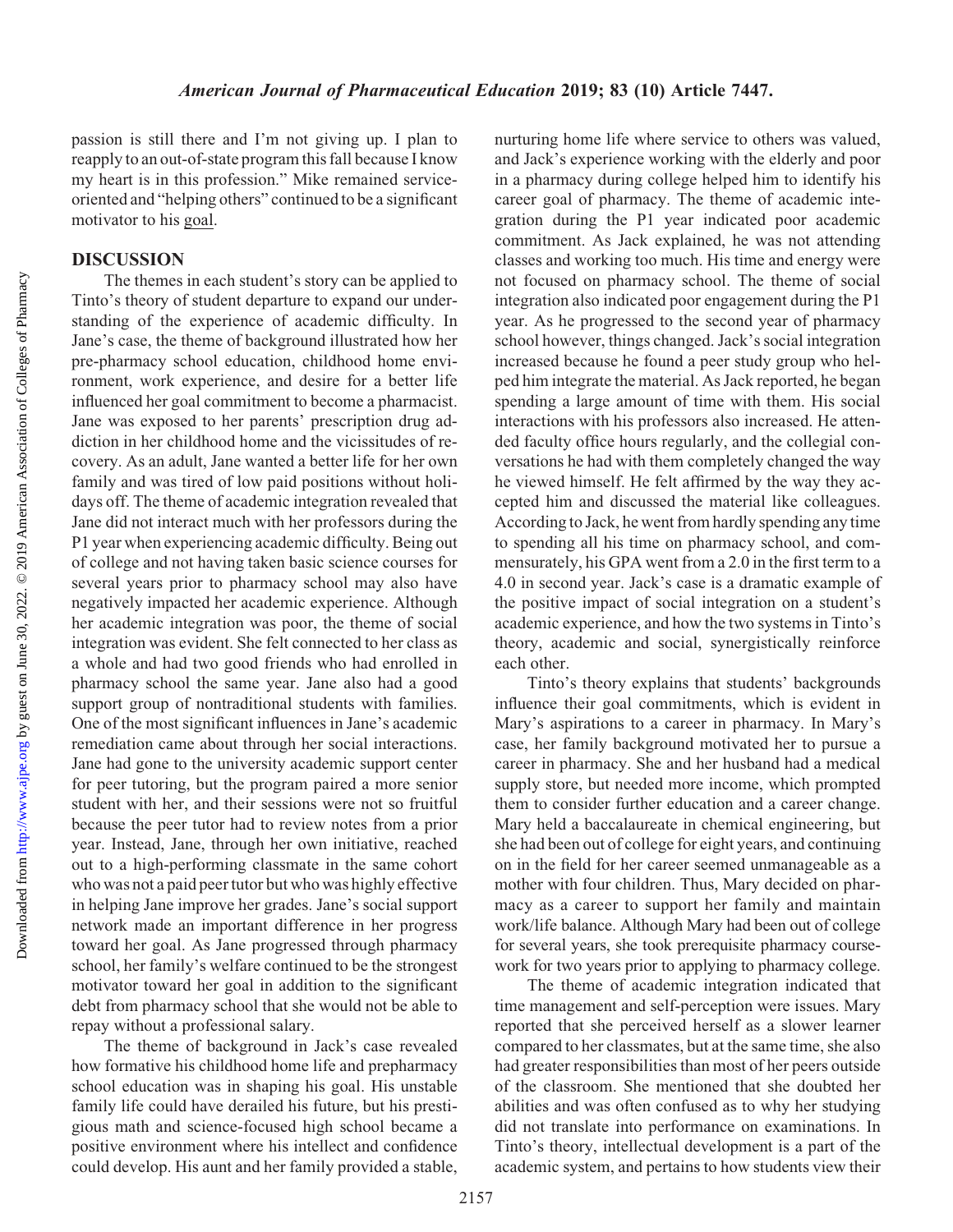passion is still there and I'm not giving up. I plan to reapply to an out-of-state program this fall because I know my heart is in this profession." Mike remained service-oriented and "helping others" continued to be a significant motivator to his goal.

## DISCUSSION

The themes in each student's story can be applied to Tinto's theory of student departure to expand our understanding of the experience of academic difficulty. In Jane's case, the theme of background illustrated how her pre-pharmacy school education, childhood home environment, work experience, and desire for a better life influenced her goal commitment to become a pharmacist. Jane was exposed to her parents' prescription drug addiction in her childhood home and the vicissitudes of recovery. As an adult, Jane wanted a better life for her own family and was tired of low paid positions without holidays off. The theme of academic integration revealed that Jane did not interact much with her professors during the P1 year when experiencing academic difficulty. Being out of college and not having taken basic science courses for several years prior to pharmacy school may also have negatively impacted her academic experience. Although her academic integration was poor, the theme of social integration was evident. She felt connected to her class as a whole and had two good friends who had enrolled in pharmacy school the same year. Jane also had a good support group of nontraditional students with families. One of the most significant influences in Jane's academic remediation came about through her social interactions. Jane had gone to the university academic support center for peer tutoring, but the program paired a more senior student with her, and their sessions were not so fruitful because the peer tutor had to review notes from a prior year. Instead, Jane, through her own initiative, reached out to a high-performing classmate in the same cohort who was not a paid peer tutor but who was highly effective in helping Jane improve her grades. Jane's social support network made an important difference in her progress toward her goal. As Jane progressed through pharmacy school, her family's welfare continued to be the strongest motivator toward her goal in addition to the significant debt from pharmacy school that she would not be able to repay without a professional salary.

The theme of background in Jack's case revealed how formative his childhood home life and prepharmacy school education was in shaping his goal. His unstable family life could have derailed his future, but his prestigious math and science-focused high school became a positive environment where his intellect and confidence could develop. His aunt and her family provided a stable, nurturing home life where service to others was valued, and Jack's experience working with the elderly and poor in a pharmacy during college helped him to identify his career goal of pharmacy. The theme of academic integration during the P1 year indicated poor academic commitment. As Jack explained, he was not attending classes and working too much. His time and energy were not focused on pharmacy school. The theme of social integration also indicated poor engagement during the P1 year. As he progressed to the second year of pharmacy school however, things changed. Jack's social integration increased because he found a peer study group who helped him integrate the material. As Jack reported, he began spending a large amount of time with them. His social interactions with his professors also increased. He attended faculty office hours regularly, and the collegial conversations he had with them completely changed the way he viewed himself. He felt affirmed by the way they accepted him and discussed the material like colleagues. According to Jack, he went from hardly spending any time to spending all his time on pharmacy school, and commensurately, his GPA went from a 2.0 in the first term to a 4.0 in second year. Jack's case is a dramatic example of the positive impact of social integration on a student's academic experience, and how the two systems in Tinto's theory, academic and social, synergistically reinforce each other.

Tinto's theory explains that students' backgrounds influence their goal commitments, which is evident in Mary's aspirations to a career in pharmacy. In Mary's case, her family background motivated her to pursue a career in pharmacy. She and her husband had a medical supply store, but needed more income, which prompted them to consider further education and a career change. Mary held a baccalaureate in chemical engineering, but she had been out of college for eight years, and continuing on in the field for her career seemed unmanageable as a mother with four children. Thus, Mary decided on pharmacy as a career to support her family and maintain work/life balance. Although Mary had been out of college for several years, she took prerequisite pharmacy coursework for two years prior to applying to pharmacy college.

The theme of academic integration indicated that time management and self-perception were issues. Mary reported that she perceived herself as a slower learner compared to her classmates, but at the same time, she also had greater responsibilities than most of her peers outside of the classroom. She mentioned that she doubted her abilities and was often confused as to why her studying did not translate into performance on examinations. In Tinto's theory, intellectual development is a part of the academic system, and pertains to how students view their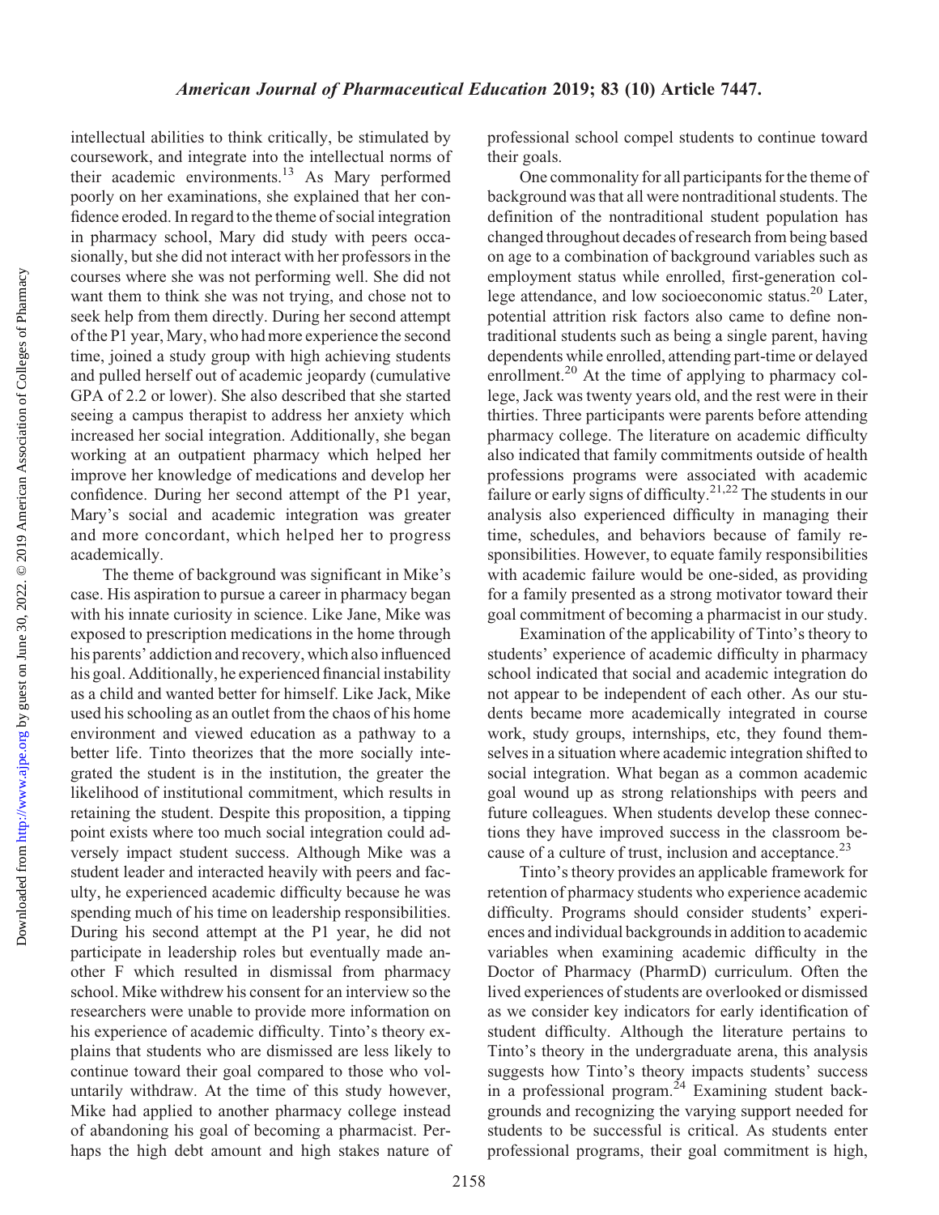intellectual abilities to think critically, be stimulated by coursework, and integrate into the intellectual norms of their academic environments.[13] As Mary performed poorly on her examinations, she explained that her confidence eroded. In regard to the theme of social integration in pharmacy school, Mary did study with peers occasionally, but she did not interact with her professors in the courses where she was not performing well. She did not want them to think she was not trying, and chose not to seek help from them directly. During her second attempt of the P1 year, Mary, who had more experience the second time, joined a study group with high achieving students and pulled herself out of academic jeopardy (cumulative GPA of 2.2 or lower). She also described that she started seeing a campus therapist to address her anxiety which increased her social integration. Additionally, she began working at an outpatient pharmacy which helped her improve her knowledge of medications and develop her confidence. During her second attempt of the P1 year, Mary's social and academic integration was greater and more concordant, which helped her to progress academically.

The theme of background was significant in Mike's case. His aspiration to pursue a career in pharmacy began with his innate curiosity in science. Like Jane, Mike was exposed to prescription medications in the home through his parents' addiction and recovery, which also influenced his goal. Additionally, he experienced financial instability as a child and wanted better for himself. Like Jack, Mike used his schooling as an outlet from the chaos of his home environment and viewed education as a pathway to a better life. Tinto theorizes that the more socially integrated the student is in the institution, the greater the likelihood of institutional commitment, which results in retaining the student. Despite this proposition, a tipping point exists where too much social integration could adversely impact student success. Although Mike was a student leader and interacted heavily with peers and faculty, he experienced academic difficulty because he was spending much of his time on leadership responsibilities. During his second attempt at the P1 year, he did not participate in leadership roles but eventually made another F which resulted in dismissal from pharmacy school. Mike withdrew his consent for an interview so the researchers were unable to provide more information on his experience of academic difficulty. Tinto's theory explains that students who are dismissed are less likely to continue toward their goal compared to those who voluntarily withdraw. At the time of this study however, Mike had applied to another pharmacy college instead of abandoning his goal of becoming a pharmacist. Perhaps the high debt amount and high stakes nature of professional school compel students to continue toward their goals.

One commonality for all participants for the theme of background was that all were nontraditional students. The definition of the nontraditional student population has changed throughout decades of research from being based on age to a combination of background variables such as employment status while enrolled, first-generation college attendance, and low socioeconomic status.[20] Later, potential attrition risk factors also came to define nontraditional students such as being a single parent, having dependents while enrolled, attending part-time or delayed enrollment.[20] At the time of applying to pharmacy college, Jack was twenty years old, and the rest were in their thirties. Three participants were parents before attending pharmacy college. The literature on academic difficulty also indicated that family commitments outside of health professions programs were associated with academic failure or early signs of difficulty.[21,22] The students in our analysis also experienced difficulty in managing their time, schedules, and behaviors because of family responsibilities. However, to equate family responsibilities with academic failure would be one-sided, as providing for a family presented as a strong motivator toward their goal commitment of becoming a pharmacist in our study.

Examination of the applicability of Tinto's theory to students' experience of academic difficulty in pharmacy school indicated that social and academic integration do not appear to be independent of each other. As our students became more academically integrated in course work, study groups, internships, etc, they found themselves in a situation where academic integration shifted to social integration. What began as a common academic goal wound up as strong relationships with peers and future colleagues. When students develop these connections they have improved success in the classroom because of a culture of trust, inclusion and acceptance.[23]

Tinto's theory provides an applicable framework for retention of pharmacy students who experience academic difficulty. Programs should consider students' experiences and individual backgrounds in addition to academic variables when examining academic difficulty in the Doctor of Pharmacy (PharmD) curriculum. Often the lived experiences of students are overlooked or dismissed as we consider key indicators for early identification of student difficulty. Although the literature pertains to Tinto's theory in the undergraduate arena, this analysis suggests how Tinto's theory impacts students' success in a professional program.[24] Examining student backgrounds and recognizing the varying support needed for students to be successful is critical. As students enter professional programs, their goal commitment is high,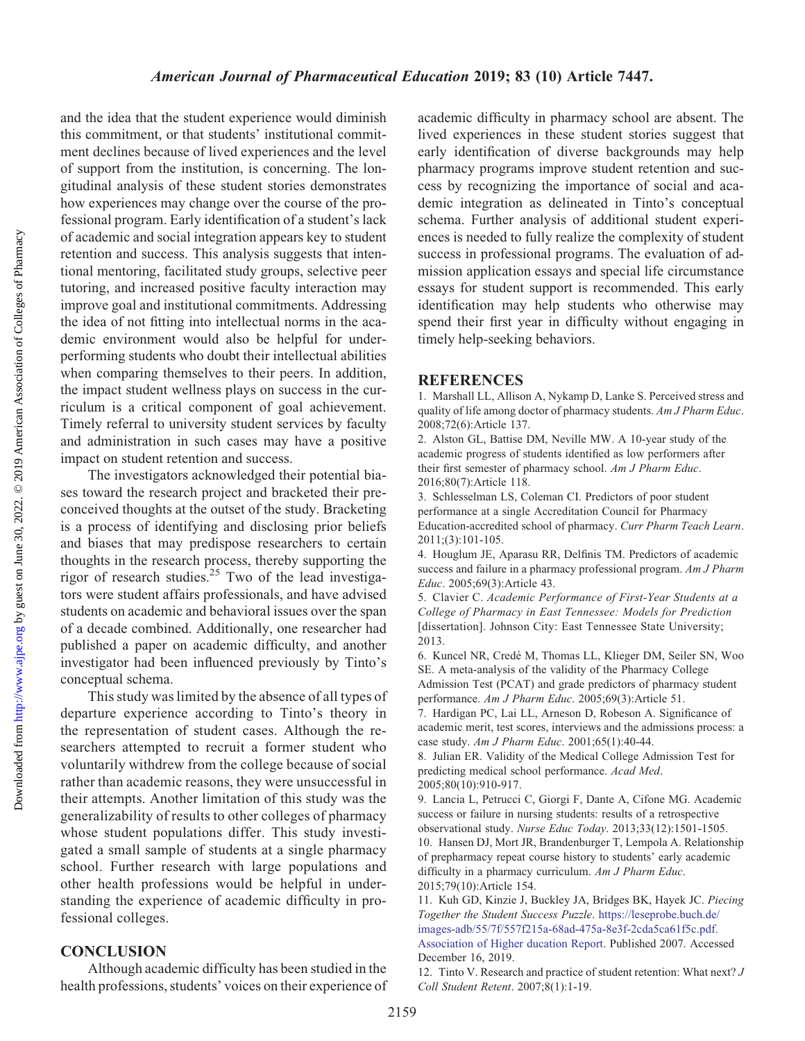and the idea that the student experience would diminish this commitment, or that students' institutional commitment declines because of lived experiences and the level of support from the institution, is concerning. The longitudinal analysis of these student stories demonstrates how experiences may change over the course of the professional program. Early identification of a student's lack of academic and social integration appears key to student retention and success. This analysis suggests that intentional mentoring, facilitated study groups, selective peer tutoring, and increased positive faculty interaction may improve goal and institutional commitments. Addressing the idea of not fitting into intellectual norms in the academic environment would also be helpful for underperforming students who doubt their intellectual abilities when comparing themselves to their peers. In addition, the impact student wellness plays on success in the curriculum is a critical component of goal achievement. Timely referral to university student services by faculty and administration in such cases may have a positive impact on student retention and success.

The investigators acknowledged their potential biases toward the research project and bracketed their preconceived thoughts at the outset of the study. Bracketing is a process of identifying and disclosing prior beliefs and biases that may predispose researchers to certain thoughts in the research process, thereby supporting the rigor of research studies.[25] Two of the lead investigators were student affairs professionals, and have advised students on academic and behavioral issues over the span of a decade combined. Additionally, one researcher had published a paper on academic difficulty, and another investigator had been influenced previously by Tinto's conceptual schema.

This study was limited by the absence of all types of departure experience according to Tinto's theory in the representation of student cases. Although the researchers attempted to recruit a former student who voluntarily withdrew from the college because of social rather than academic reasons, they were unsuccessful in their attempts. Another limitation of this study was the generalizability of results to other colleges of pharmacy whose student populations differ. This study investigated a small sample of students at a single pharmacy school. Further research with large populations and other health professions would be helpful in understanding the experience of academic difficulty in professional colleges.

## CONCLUSION

Although academic difficulty has been studied in the health professions, students' voices on their experience of academic difficulty in pharmacy school are absent. The lived experiences in these student stories suggest that early identification of diverse backgrounds may help pharmacy programs improve student retention and success by recognizing the importance of social and academic integration as delineated in Tinto's conceptual schema. Further analysis of additional student experiences is needed to fully realize the complexity of student success in professional programs. The evaluation of admission application essays and special life circumstance essays for student support is recommended. This early identification may help students who otherwise may spend their first year in difficulty without engaging in timely help-seeking behaviors.

## REFERENCES

1. Marshall LL, Allison A, Nykamp D, Lanke S. Perceived stress and quality of life among doctor of pharmacy students. *Am J Pharm Educ*. 2008;72(6):Article 137.
2. Alston GL, Battise DM, Neville MW. A 10-year study of the academic progress of students identified as low performers after their first semester of pharmacy school. *Am J Pharm Educ*. 2016;80(7):Article 118.
3. Schlesselman LS, Coleman CI. Predictors of poor student performance at a single Accreditation Council for Pharmacy Education-accredited school of pharmacy. *Curr Pharm Teach Learn*. 2011;(3):101-105.
4. Houglum JE, Aparasu RR, Delfinis TM. Predictors of academic success and failure in a pharmacy professional program. *Am J Pharm Educ*. 2005;69(3):Article 43.
5. Clavier C. *Academic Performance of First-Year Students at a College of Pharmacy in East Tennessee: Models for Prediction* [dissertation]. Johnson City: East Tennessee State University; 2013.
6. Kuncel NR, Credé M, Thomas LL, Klieger DM, Seiler SN, Woo SE. A meta-analysis of the validity of the Pharmacy College Admission Test (PCAT) and grade predictors of pharmacy student performance. *Am J Pharm Educ*. 2005;69(3):Article 51.
7. Hardigan PC, Lai LL, Arneson D, Robeson A. Significance of academic merit, test scores, interviews and the admissions process: a case study. *Am J Pharm Educ*. 2001;65(1):40-44.
8. Julian ER. Validity of the Medical College Admission Test for predicting medical school performance. *Acad Med*. 2005;80(10):910-917.
9. Lancia L, Petrucci C, Giorgi F, Dante A, Cifone MG. Academic success or failure in nursing students: results of a retrospective observational study. *Nurse Educ Today*. 2013;33(12):1501-1505.
10. Hansen DJ, Mort JR, Brandenburger T, Lempola A. Relationship of prepharmacy repeat course history to students' early academic difficulty in a pharmacy curriculum. *Am J Pharm Educ*. 2015;79(10):Article 154.
11. Kuh GD, Kinzie J, Buckley JA, Bridges BK, Hayek JC. *Piecing Together the Student Success Puzzle*. https://leseprobe.buch.de/images-adb/55/7f/557f215a-68ad-475a-8e3f-2cda5ca61f5c.pdf. Association of Higher ducation Report. Published 2007. Accessed December 16, 2019.
12. Tinto V. Research and practice of student retention: What next? *J Coll Student Retent*. 2007;8(1):1-19.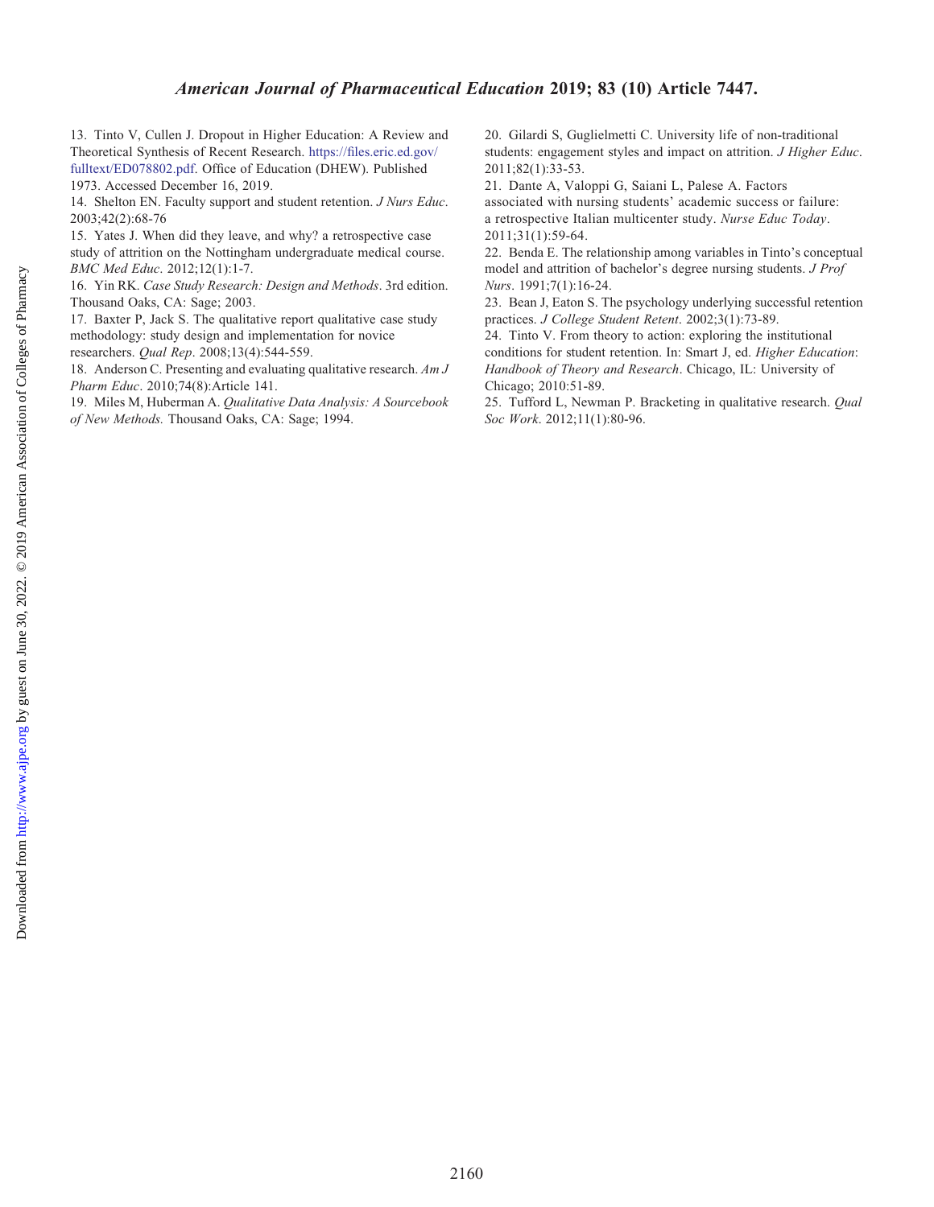13. Tinto V, Cullen J. Dropout in Higher Education: A Review and Theoretical Synthesis of Recent Research. https://files.eric.ed.gov/fulltext/ED078802.pdf. Office of Education (DHEW). Published 1973. Accessed December 16, 2019.

14. Shelton EN. Faculty support and student retention. *J Nurs Educ*. 2003;42(2):68-76

15. Yates J. When did they leave, and why? a retrospective case study of attrition on the Nottingham undergraduate medical course. *BMC Med Educ*. 2012;12(1):1-7.

16. Yin RK. *Case Study Research: Design and Methods*. 3rd edition. Thousand Oaks, CA: Sage; 2003.

17. Baxter P, Jack S. The qualitative report qualitative case study methodology: study design and implementation for novice researchers. *Qual Rep*. 2008;13(4):544-559.

18. Anderson C. Presenting and evaluating qualitative research. *Am J Pharm Educ*. 2010;74(8):Article 141.

19. Miles M, Huberman A. *Qualitative Data Analysis: A Sourcebook of New Methods.* Thousand Oaks, CA: Sage; 1994.

20. Gilardi S, Guglielmetti C. University life of non-traditional students: engagement styles and impact on attrition. *J Higher Educ*. 2011;82(1):33-53.

21. Dante A, Valoppi G, Saiani L, Palese A. Factors associated with nursing students' academic success or failure: a retrospective Italian multicenter study. *Nurse Educ Today*. 2011;31(1):59-64.

22. Benda E. The relationship among variables in Tinto's conceptual model and attrition of bachelor's degree nursing students. *J Prof Nurs*. 1991;7(1):16-24.

23. Bean J, Eaton S. The psychology underlying successful retention practices. *J College Student Retent*. 2002;3(1):73-89.

24. Tinto V. From theory to action: exploring the institutional conditions for student retention. In: Smart J, ed. *Higher Education*: *Handbook of Theory and Research*. Chicago, IL: University of Chicago; 2010:51-89.

25. Tufford L, Newman P. Bracketing in qualitative research. *Qual Soc Work*. 2012;11(1):80-96.